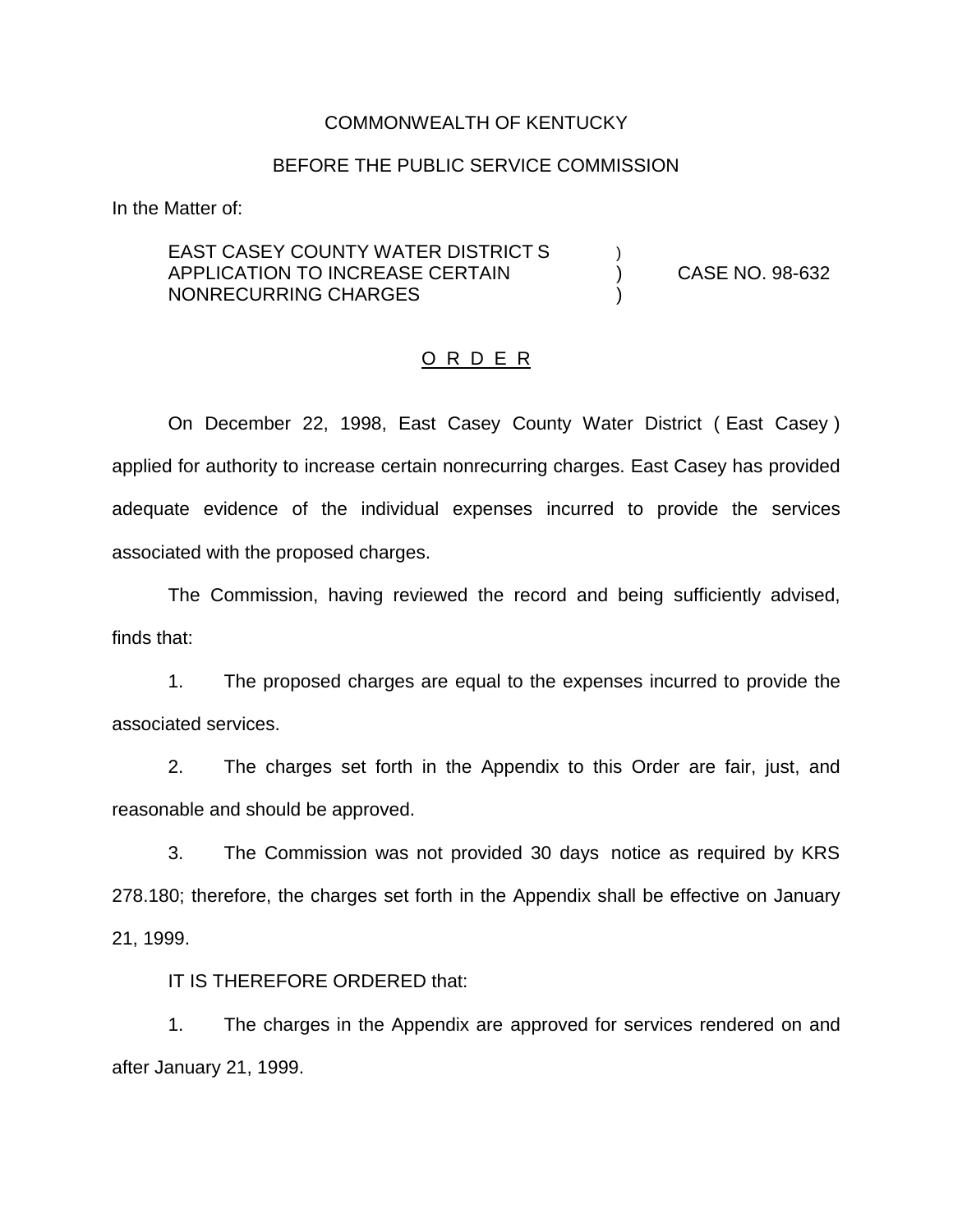COMMONWEALTH OF KENTUCKY

BEFORE THE PUBLIC SERVICE COMMISSION

In the Matter of:

EAST CASEY COUNTY WATER DISTRICT S APPLICATION TO INCREASE CERTAIN NONRECURRING CHARGES ) ) ) CASE NO. 98-632

O R D E R

On December 22, 1998, East Casey County Water District ( East Casey ) applied for authority to increase certain nonrecurring charges. East Casey has provided adequate evidence of the individual expenses incurred to provide the services associated with the proposed charges.

The Commission, having reviewed the record and being sufficiently advised, finds that:

1. The proposed charges are equal to the expenses incurred to provide the associated services.

2. The charges set forth in the Appendix to this Order are fair, just, and reasonable and should be approved.

3. The Commission was not provided 30 days notice as required by KRS 278.180; therefore, the charges set forth in the Appendix shall be effective on January 21, 1999.

IT IS THEREFORE ORDERED that:

1. The charges in the Appendix are approved for services rendered on and after January 21, 1999.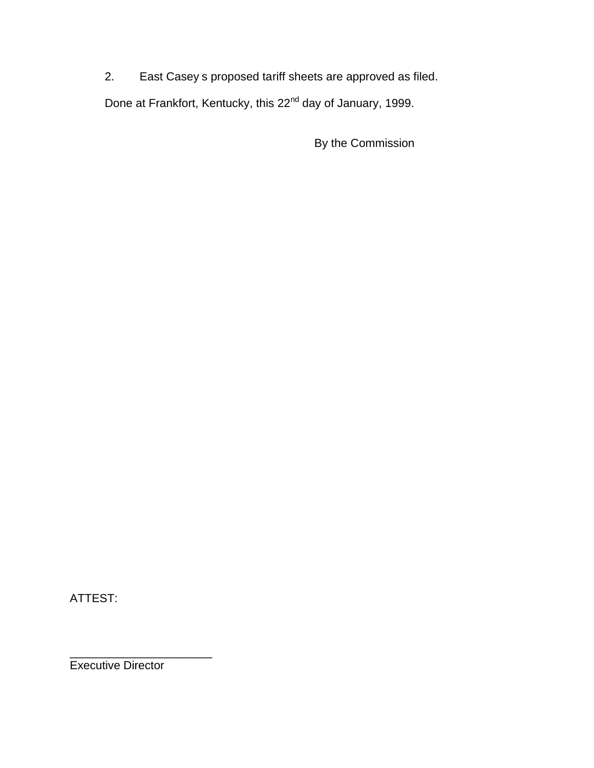2. East Casey s proposed tariff sheets are approved as filed.

Done at Frankfort, Kentucky, this 22nd day of January, 1999.

By the Commission

ATTEST:

______________________

Executive Director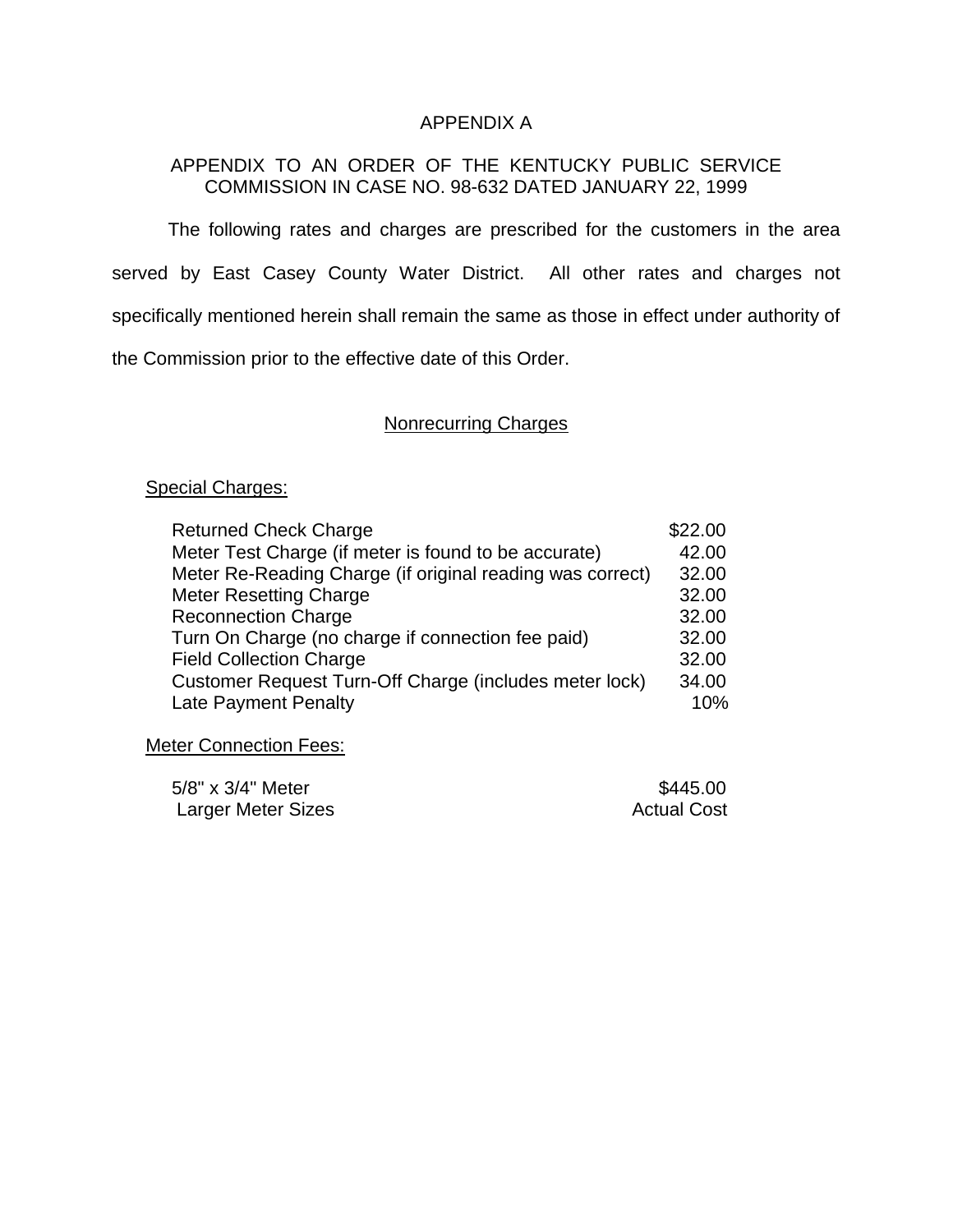APPENDIX A

APPENDIX TO AN ORDER OF THE KENTUCKY PUBLIC SERVICE COMMISSION IN CASE NO. 98-632 DATED JANUARY 22, 1999

The following rates and charges are prescribed for the customers in the area served by East Casey County Water District. All other rates and charges not specifically mentioned herein shall remain the same as those in effect under authority of the Commission prior to the effective date of this Order.

## Nonrecurring Charges

Special Charges:

| | |
|---|---|
| Returned Check Charge | $22.00 |
| Meter Test Charge (if meter is found to be accurate) | 42.00 |
| Meter Re-Reading Charge (if original reading was correct) | 32.00 |
| Meter Resetting Charge | 32.00 |
| Reconnection Charge | 32.00 |
| Turn On Charge (no charge if connection fee paid) | 32.00 |
| Field Collection Charge | 32.00 |
| Customer Request Turn-Off Charge (includes meter lock) | 34.00 |
| Late Payment Penalty | 10% |

Meter Connection Fees:

| | |
|---|---|
| 5/8" x 3/4" Meter | $445.00 |
| Larger Meter Sizes | Actual Cost |